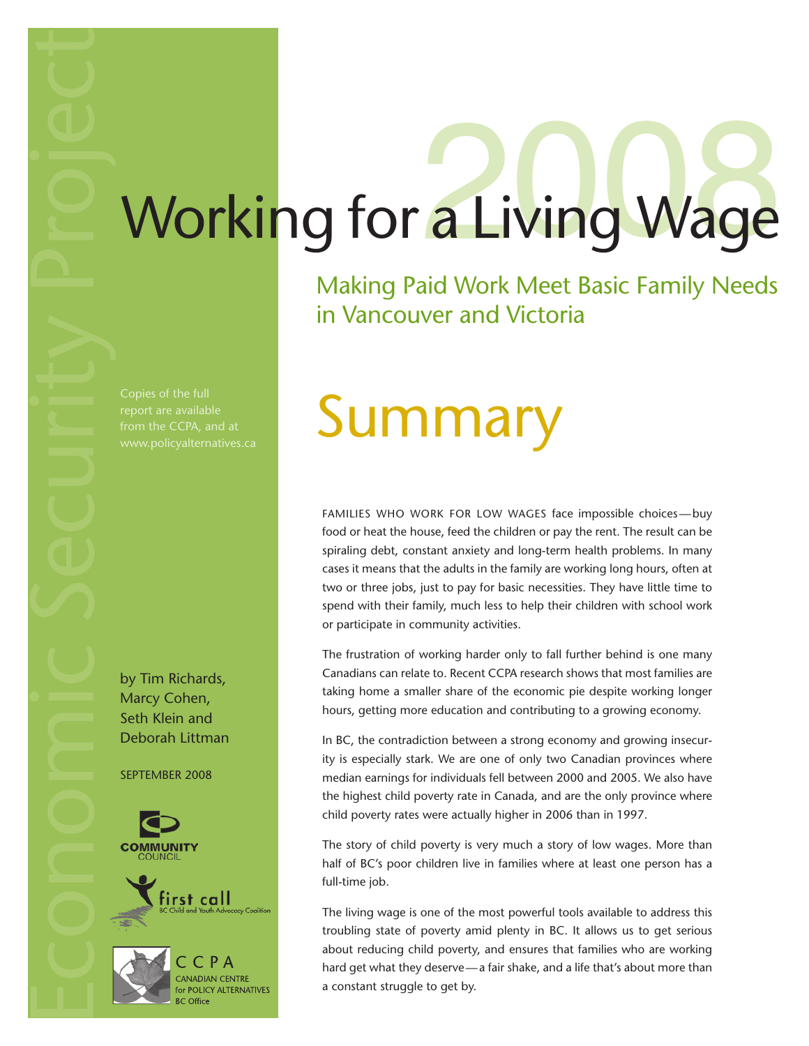Economic Security Project

# Working for a Living Wage 2008

## Making Paid Work Meet Basic Family Needs in Vancouver and Victoria

Copies of the full report are available from the CCPA, and at www.policyalternatives.ca

by Tim Richards, Marcy Cohen, Seth Klein and Deborah Littman

SEPTEMBER 2008

COMMUNITY COUNCIL

first call BC Child and Youth Advocacy Coalition

CCPA CANADIAN CENTRE for POLICY ALTERNATIVES BC Office

# Summary

FAMILIES WHO WORK FOR LOW WAGES face impossible choices—buy food or heat the house, feed the children or pay the rent. The result can be spiraling debt, constant anxiety and long-term health problems. In many cases it means that the adults in the family are working long hours, often at two or three jobs, just to pay for basic necessities. They have little time to spend with their family, much less to help their children with school work or participate in community activities.

The frustration of working harder only to fall further behind is one many Canadians can relate to. Recent CCPA research shows that most families are taking home a smaller share of the economic pie despite working longer hours, getting more education and contributing to a growing economy.

In BC, the contradiction between a strong economy and growing insecurity is especially stark. We are one of only two Canadian provinces where median earnings for individuals fell between 2000 and 2005. We also have the highest child poverty rate in Canada, and are the only province where child poverty rates were actually higher in 2006 than in 1997.

The story of child poverty is very much a story of low wages. More than half of BC's poor children live in families where at least one person has a full-time job.

The living wage is one of the most powerful tools available to address this troubling state of poverty amid plenty in BC. It allows us to get serious about reducing child poverty, and ensures that families who are working hard get what they deserve—a fair shake, and a life that's about more than a constant struggle to get by.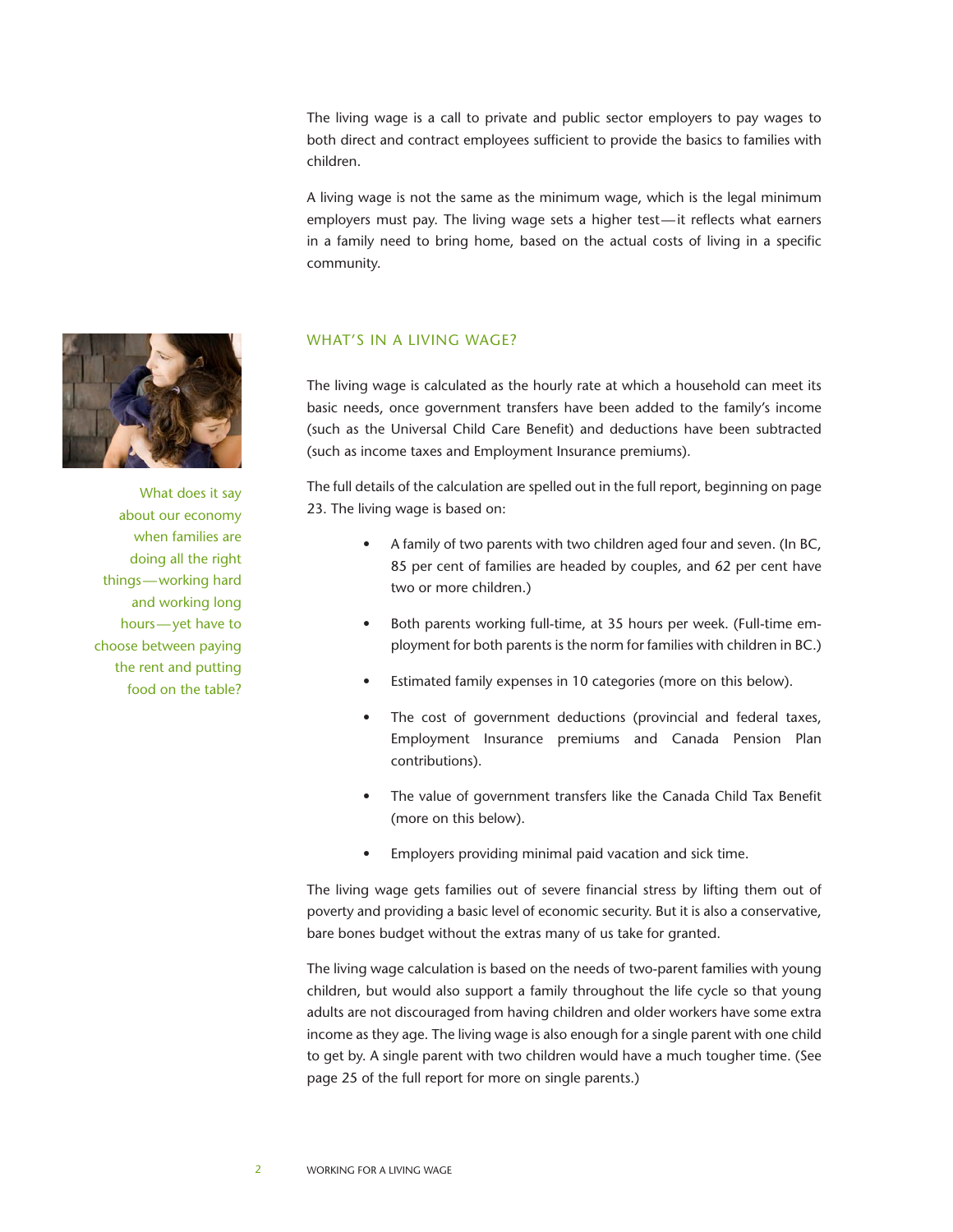The living wage is a call to private and public sector employers to pay wages to both direct and contract employees sufficient to provide the basics to families with children.

A living wage is not the same as the minimum wage, which is the legal minimum employers must pay. The living wage sets a higher test—it reflects what earners in a family need to bring home, based on the actual costs of living in a specific community.

What does it say about our economy when families are doing all the right things—working hard and working long hours—yet have to choose between paying the rent and putting food on the table?

## WHAT'S IN A LIVING WAGE?

The living wage is calculated as the hourly rate at which a household can meet its basic needs, once government transfers have been added to the family's income (such as the Universal Child Care Benefit) and deductions have been subtracted (such as income taxes and Employment Insurance premiums).

The full details of the calculation are spelled out in the full report, beginning on page 23. The living wage is based on:

- A family of two parents with two children aged four and seven. (In BC, 85 per cent of families are headed by couples, and 62 per cent have two or more children.)
- Both parents working full-time, at 35 hours per week. (Full-time employment for both parents is the norm for families with children in BC.)
- Estimated family expenses in 10 categories (more on this below).
- The cost of government deductions (provincial and federal taxes, Employment Insurance premiums and Canada Pension Plan contributions).
- The value of government transfers like the Canada Child Tax Benefit (more on this below).
- Employers providing minimal paid vacation and sick time.

The living wage gets families out of severe financial stress by lifting them out of poverty and providing a basic level of economic security. But it is also a conservative, bare bones budget without the extras many of us take for granted.

The living wage calculation is based on the needs of two-parent families with young children, but would also support a family throughout the life cycle so that young adults are not discouraged from having children and older workers have some extra income as they age. The living wage is also enough for a single parent with one child to get by. A single parent with two children would have a much tougher time. (See page 25 of the full report for more on single parents.)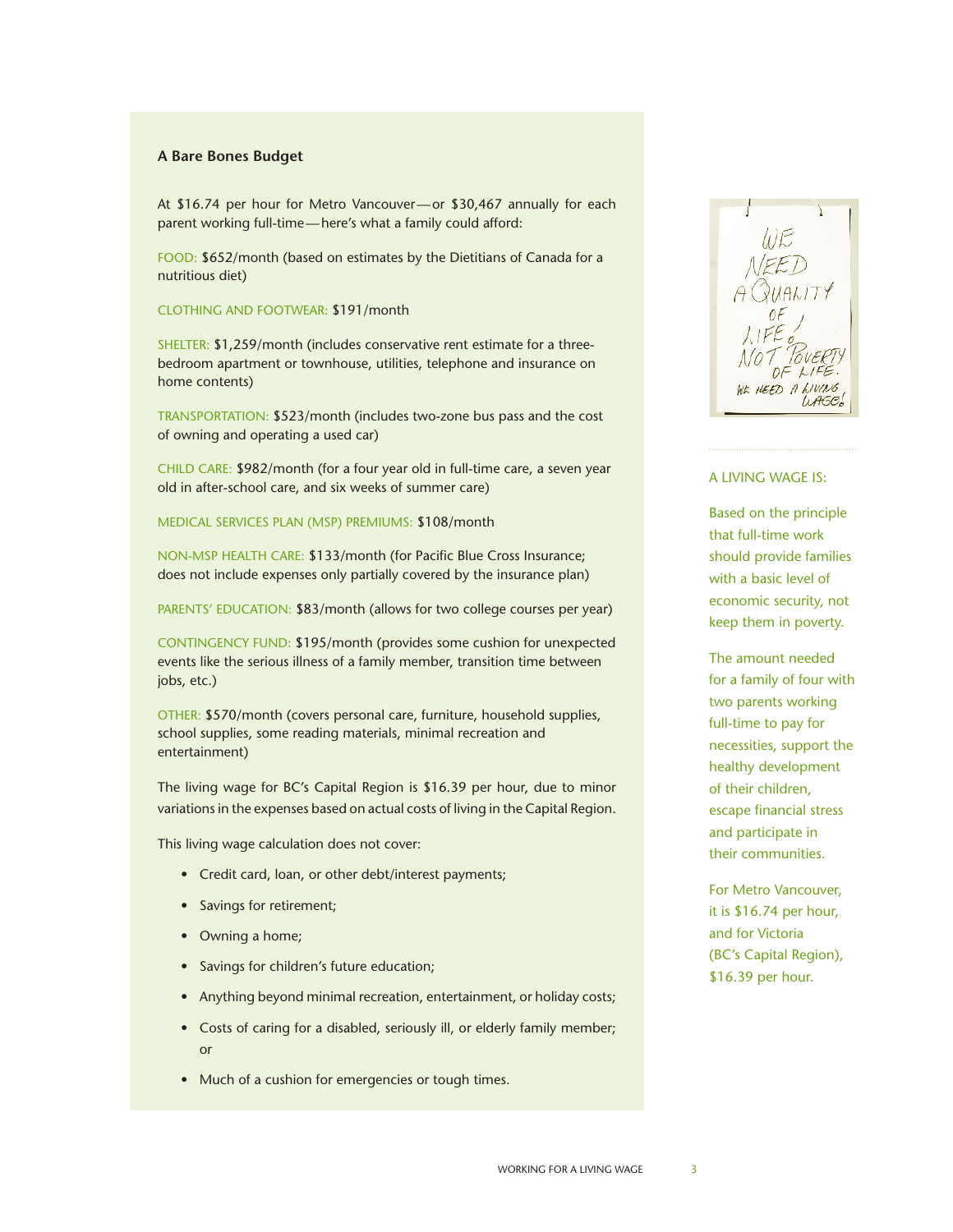### A Bare Bones Budget

At $16.74 per hour for Metro Vancouver — or $30,467 annually for each parent working full-time — here's what a family could afford:

FOOD: $652/month (based on estimates by the Dietitians of Canada for a nutritious diet)

CLOTHING AND FOOTWEAR: $191/month

SHELTER: $1,259/month (includes conservative rent estimate for a three-bedroom apartment or townhouse, utilities, telephone and insurance on home contents)

TRANSPORTATION: $523/month (includes two-zone bus pass and the cost of owning and operating a used car)

CHILD CARE: $982/month (for a four year old in full-time care, a seven year old in after-school care, and six weeks of summer care)

MEDICAL SERVICES PLAN (MSP) PREMIUMS: $108/month

NON-MSP HEALTH CARE: $133/month (for Pacific Blue Cross Insurance; does not include expenses only partially covered by the insurance plan)

PARENTS' EDUCATION: $83/month (allows for two college courses per year)

CONTINGENCY FUND: $195/month (provides some cushion for unexpected events like the serious illness of a family member, transition time between jobs, etc.)

OTHER: $570/month (covers personal care, furniture, household supplies, school supplies, some reading materials, minimal recreation and entertainment)

The living wage for BC's Capital Region is $16.39 per hour, due to minor variations in the expenses based on actual costs of living in the Capital Region.

This living wage calculation does not cover:

- Credit card, loan, or other debt/interest payments;
- Savings for retirement;
- Owning a home;
- Savings for children's future education;
- Anything beyond minimal recreation, entertainment, or holiday costs;
- Costs of caring for a disabled, seriously ill, or elderly family member; or
- Much of a cushion for emergencies or tough times.

WE NEED A QUALITY OF LIFE, NOT POVERTY OF LIFE. WE NEED A LIVING WAGE!

A LIVING WAGE IS:

Based on the principle that full-time work should provide families with a basic level of economic security, not keep them in poverty.

The amount needed for a family of four with two parents working full-time to pay for necessities, support the healthy development of their children, escape financial stress and participate in their communities.

For Metro Vancouver, it is $16.74 per hour, and for Victoria (BC's Capital Region), $16.39 per hour.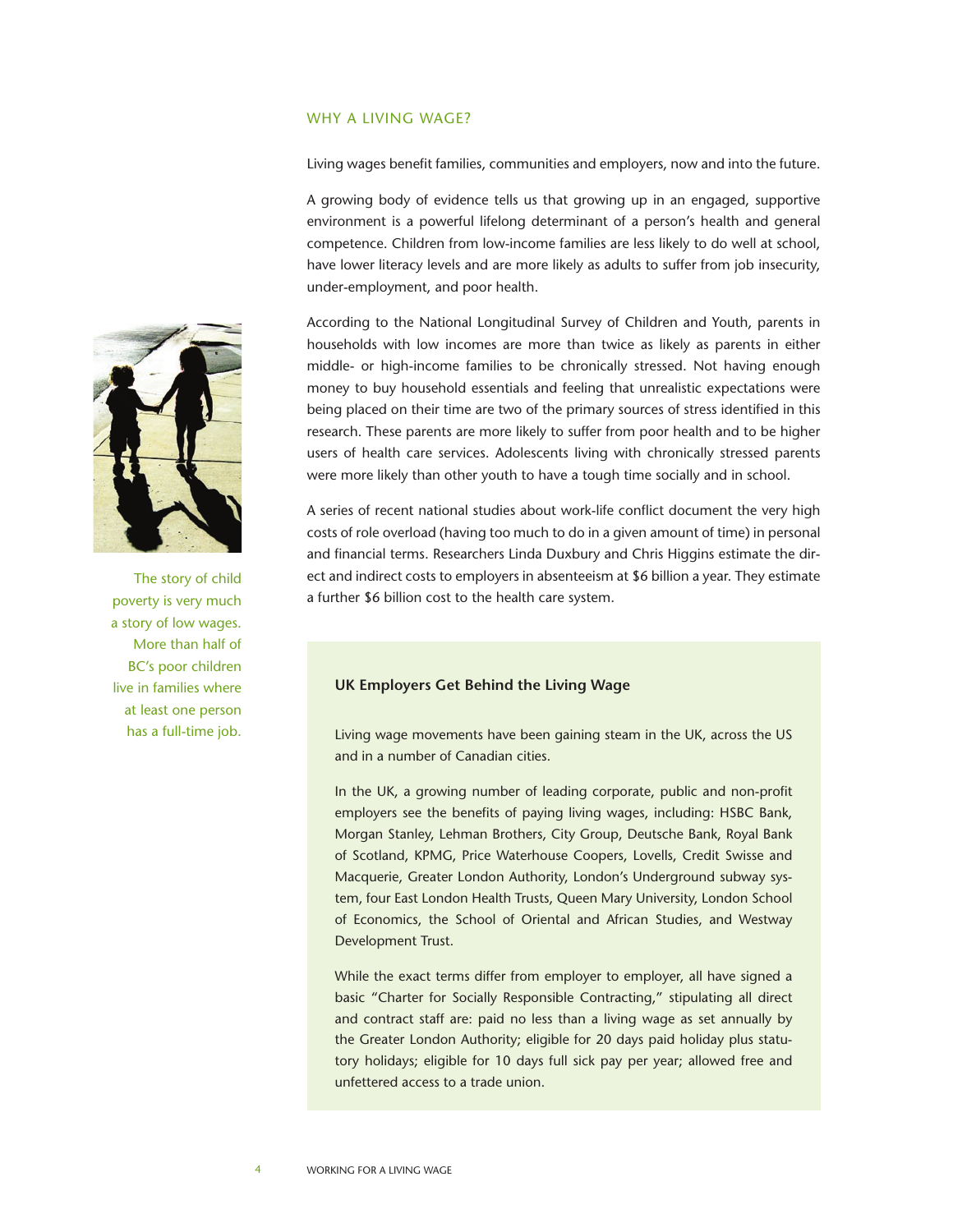## WHY A LIVING WAGE?

Living wages benefit families, communities and employers, now and into the future.

A growing body of evidence tells us that growing up in an engaged, supportive environment is a powerful lifelong determinant of a person's health and general competence. Children from low-income families are less likely to do well at school, have lower literacy levels and are more likely as adults to suffer from job insecurity, under-employment, and poor health.

According to the National Longitudinal Survey of Children and Youth, parents in households with low incomes are more than twice as likely as parents in either middle- or high-income families to be chronically stressed. Not having enough money to buy household essentials and feeling that unrealistic expectations were being placed on their time are two of the primary sources of stress identified in this research. These parents are more likely to suffer from poor health and to be higher users of health care services. Adolescents living with chronically stressed parents were more likely than other youth to have a tough time socially and in school.

A series of recent national studies about work-life conflict document the very high costs of role overload (having too much to do in a given amount of time) in personal and financial terms. Researchers Linda Duxbury and Chris Higgins estimate the direct and indirect costs to employers in absenteeism at $6 billion a year. They estimate a further $6 billion cost to the health care system.

The story of child poverty is very much a story of low wages. More than half of BC's poor children live in families where at least one person has a full-time job.

### UK Employers Get Behind the Living Wage

Living wage movements have been gaining steam in the UK, across the US and in a number of Canadian cities.

In the UK, a growing number of leading corporate, public and non-profit employers see the benefits of paying living wages, including: HSBC Bank, Morgan Stanley, Lehman Brothers, City Group, Deutsche Bank, Royal Bank of Scotland, KPMG, Price Waterhouse Coopers, Lovells, Credit Swisse and Macquerie, Greater London Authority, London's Underground subway system, four East London Health Trusts, Queen Mary University, London School of Economics, the School of Oriental and African Studies, and Westway Development Trust.

While the exact terms differ from employer to employer, all have signed a basic "Charter for Socially Responsible Contracting," stipulating all direct and contract staff are: paid no less than a living wage as set annually by the Greater London Authority; eligible for 20 days paid holiday plus statutory holidays; eligible for 10 days full sick pay per year; allowed free and unfettered access to a trade union.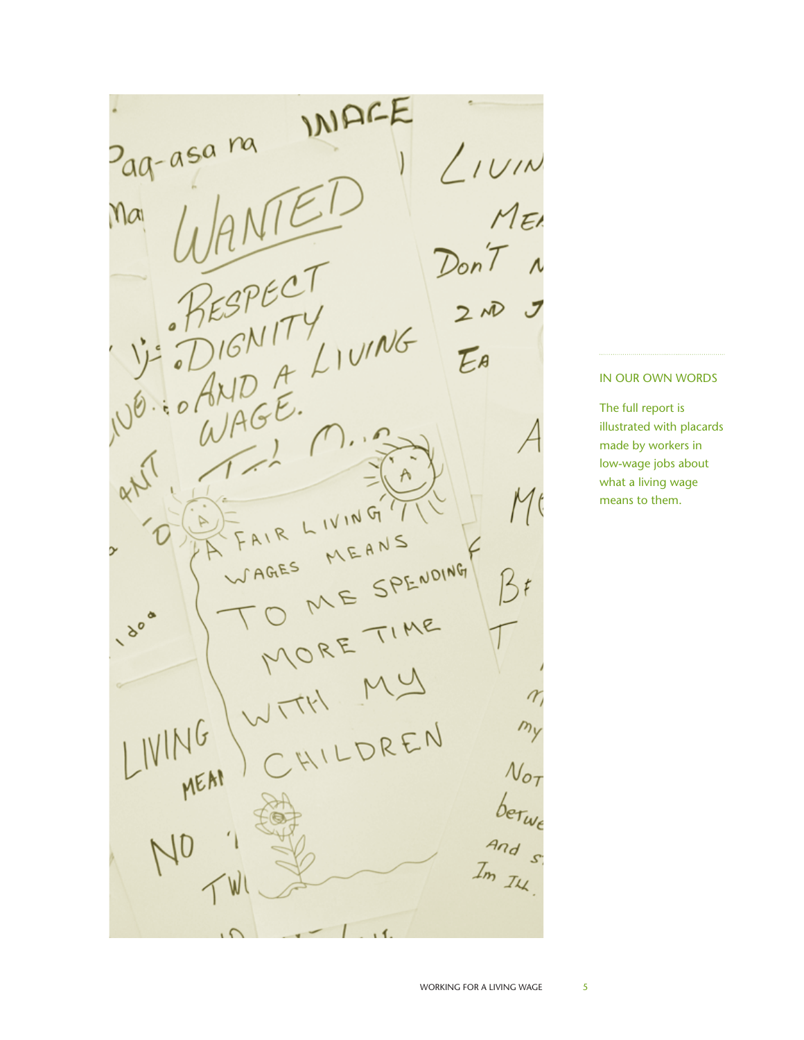IN OUR OWN WORDS

The full report is illustrated with placards made by workers in low-wage jobs about what a living wage means to them.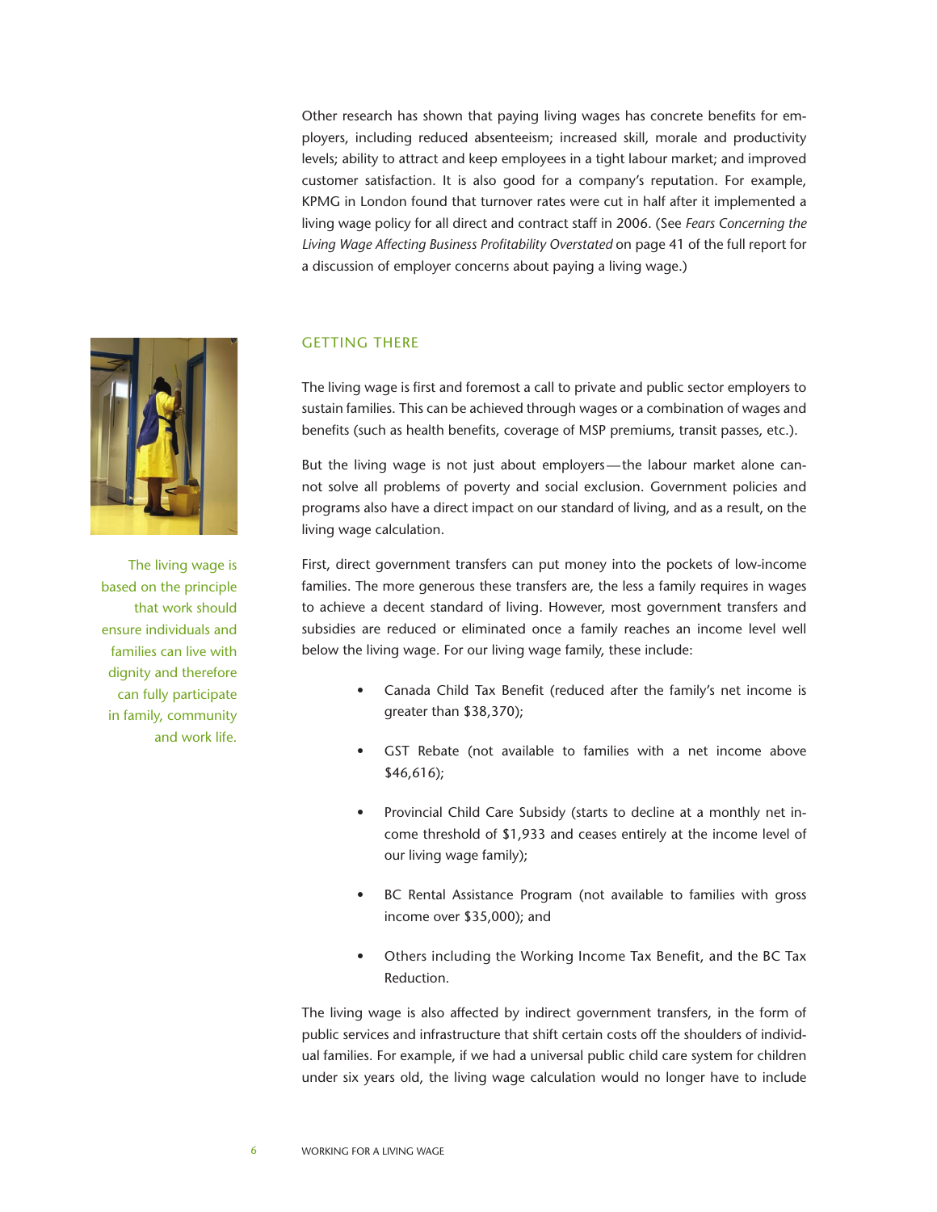Other research has shown that paying living wages has concrete benefits for employers, including reduced absenteeism; increased skill, morale and productivity levels; ability to attract and keep employees in a tight labour market; and improved customer satisfaction. It is also good for a company's reputation. For example, KPMG in London found that turnover rates were cut in half after it implemented a living wage policy for all direct and contract staff in 2006. (See *Fears Concerning the Living Wage Affecting Business Profitability Overstated* on page 41 of the full report for a discussion of employer concerns about paying a living wage.)

## GETTING THERE

The living wage is based on the principle that work should ensure individuals and families can live with dignity and therefore can fully participate in family, community and work life.

The living wage is first and foremost a call to private and public sector employers to sustain families. This can be achieved through wages or a combination of wages and benefits (such as health benefits, coverage of MSP premiums, transit passes, etc.).

But the living wage is not just about employers—the labour market alone cannot solve all problems of poverty and social exclusion. Government policies and programs also have a direct impact on our standard of living, and as a result, on the living wage calculation.

First, direct government transfers can put money into the pockets of low-income families. The more generous these transfers are, the less a family requires in wages to achieve a decent standard of living. However, most government transfers and subsidies are reduced or eliminated once a family reaches an income level well below the living wage. For our living wage family, these include:

- Canada Child Tax Benefit (reduced after the family's net income is greater than $38,370);
- GST Rebate (not available to families with a net income above $46,616);
- Provincial Child Care Subsidy (starts to decline at a monthly net income threshold of $1,933 and ceases entirely at the income level of our living wage family);
- BC Rental Assistance Program (not available to families with gross income over $35,000); and
- Others including the Working Income Tax Benefit, and the BC Tax Reduction.

The living wage is also affected by indirect government transfers, in the form of public services and infrastructure that shift certain costs off the shoulders of individual families. For example, if we had a universal public child care system for children under six years old, the living wage calculation would no longer have to include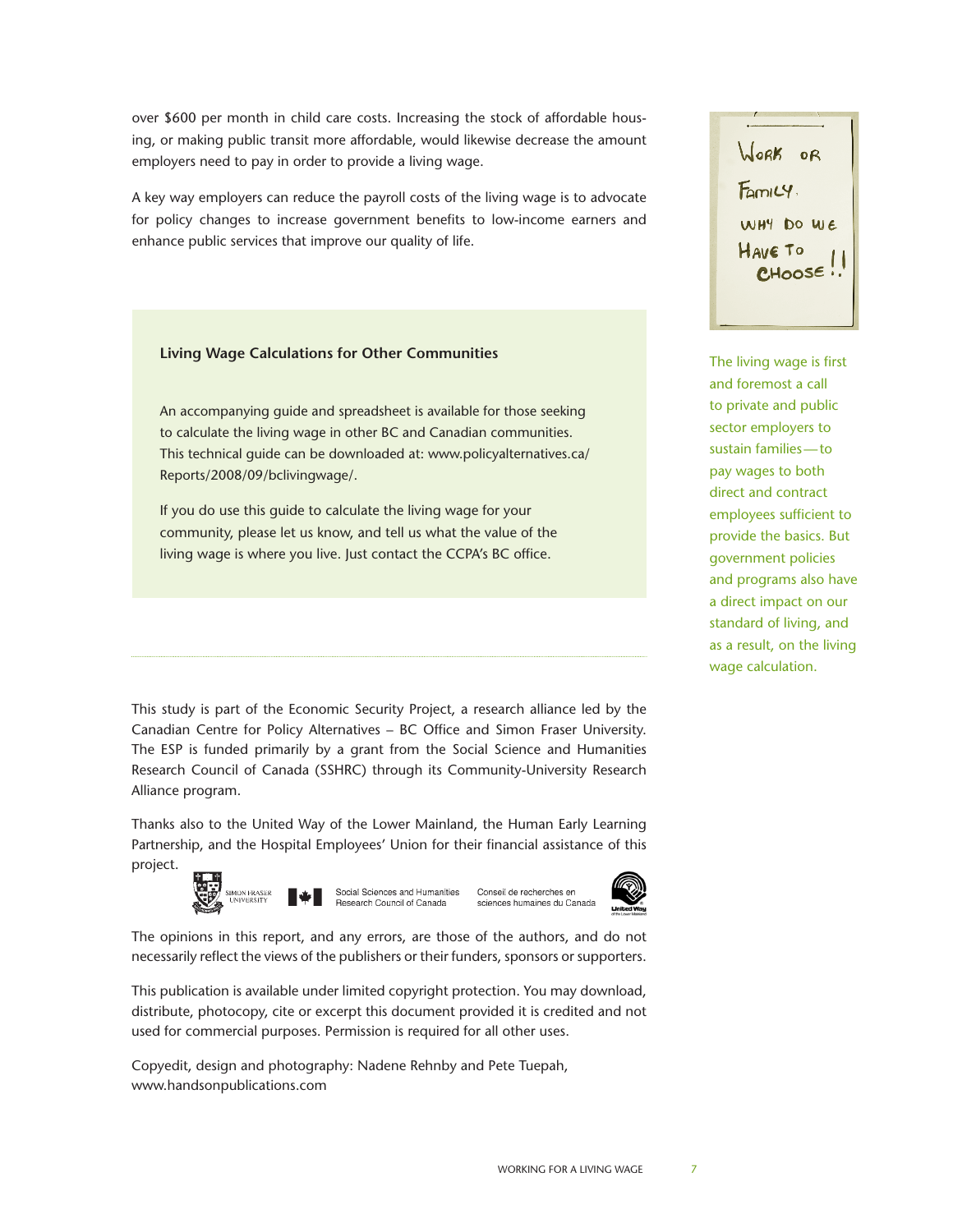over $600 per month in child care costs. Increasing the stock of affordable housing, or making public transit more affordable, would likewise decrease the amount employers need to pay in order to provide a living wage.

A key way employers can reduce the payroll costs of the living wage is to advocate for policy changes to increase government benefits to low-income earners and enhance public services that improve our quality of life.

> **Living Wage Calculations for Other Communities**
>
> An accompanying guide and spreadsheet is available for those seeking to calculate the living wage in other BC and Canadian communities. This technical guide can be downloaded at: www.policyalternatives.ca/Reports/2008/09/bclivingwage/.
>
> If you do use this guide to calculate the living wage for your community, please let us know, and tell us what the value of the living wage is where you live. Just contact the CCPA's BC office.

The living wage is first and foremost a call to private and public sector employers to sustain families — to pay wages to both direct and contract employees sufficient to provide the basics. But government policies and programs also have a direct impact on our standard of living, and as a result, on the living wage calculation.

---

This study is part of the Economic Security Project, a research alliance led by the Canadian Centre for Policy Alternatives – BC Office and Simon Fraser University. The ESP is funded primarily by a grant from the Social Science and Humanities Research Council of Canada (SSHRC) through its Community-University Research Alliance program.

Thanks also to the United Way of the Lower Mainland, the Human Early Learning Partnership, and the Hospital Employees' Union for their financial assistance of this project.

Simon Fraser University — Social Sciences and Humanities Research Council of Canada — Conseil de recherches en sciences humaines du Canada — United Way of the Lower Mainland

The opinions in this report, and any errors, are those of the authors, and do not necessarily reflect the views of the publishers or their funders, sponsors or supporters.

This publication is available under limited copyright protection. You may download, distribute, photocopy, cite or excerpt this document provided it is credited and not used for commercial purposes. Permission is required for all other uses.

Copyedit, design and photography: Nadene Rehnby and Pete Tuepah, www.handsonpublications.com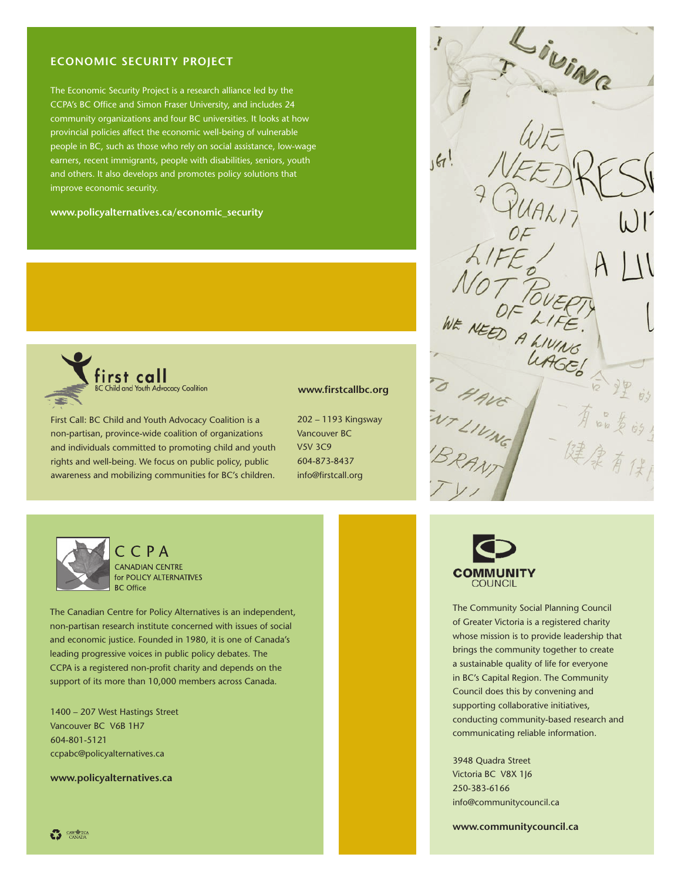## ECONOMIC SECURITY PROJECT

The Economic Security Project is a research alliance led by the CCPA's BC Office and Simon Fraser University, and includes 24 community organizations and four BC universities. It looks at how provincial policies affect the economic well-being of vulnerable people in BC, such as those who rely on social assistance, low-wage earners, recent immigrants, people with disabilities, seniors, youth and others. It also develops and promotes policy solutions that improve economic security.

**www.policyalternatives.ca/economic_security**

first call
BC Child and Youth Advocacy Coalition

First Call: BC Child and Youth Advocacy Coalition is a non-partisan, province-wide coalition of organizations and individuals committed to promoting child and youth rights and well-being. We focus on public policy, public awareness and mobilizing communities for BC's children.

**www.firstcallbc.org**

202 – 1193 Kingsway
Vancouver BC
V5V 3C9
604-873-8437
info@firstcall.org

CCPA
CANADIAN CENTRE for POLICY ALTERNATIVES
BC Office

The Canadian Centre for Policy Alternatives is an independent, non-partisan research institute concerned with issues of social and economic justice. Founded in 1980, it is one of Canada's leading progressive voices in public policy debates. The CCPA is a registered non-profit charity and depends on the support of its more than 10,000 members across Canada.

1400 – 207 West Hastings Street
Vancouver BC V6B 1H7
604-801-5121
ccpabc@policyalternatives.ca

**www.policyalternatives.ca**

COMMUNITY COUNCIL

The Community Social Planning Council of Greater Victoria is a registered charity whose mission is to provide leadership that brings the community together to create a sustainable quality of life for everyone in BC's Capital Region. The Community Council does this by convening and supporting collaborative initiatives, conducting community-based research and communicating reliable information.

3948 Quadra Street
Victoria BC V8X 1J6
250-383-6166
info@communitycouncil.ca

**www.communitycouncil.ca**